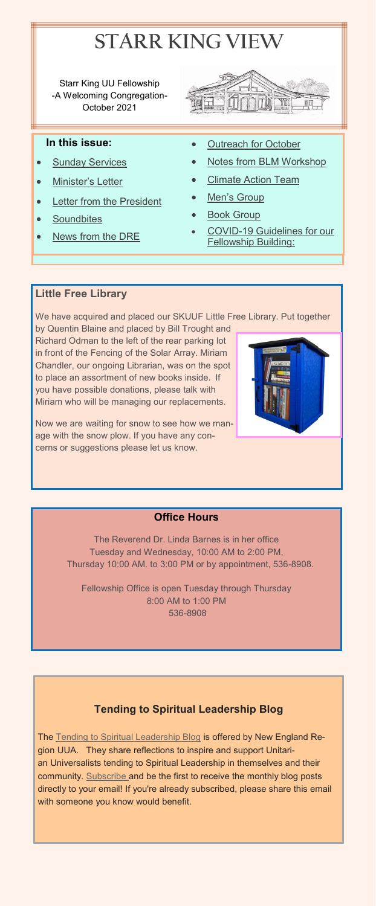# STARR KING VIEW

Starr King UU Fellowship
-A Welcoming Congregation-
October 2021

**In this issue:**

- Sunday Services
- Minister's Letter
- Letter from the President
- Soundbites
- News from the DRE
- Outreach for October
- Notes from BLM Workshop
- Climate Action Team
- Men's Group
- Book Group
- COVID-19 Guidelines for our Fellowship Building:

## Little Free Library

We have acquired and placed our SKUUF Little Free Library. Put together by Quentin Blaine and placed by Bill Trought and Richard Odman to the left of the rear parking lot in front of the Fencing of the Solar Array. Miriam Chandler, our ongoing Librarian, was on the spot to place an assortment of new books inside. If you have possible donations, please talk with Miriam who will be managing our replacements.

Now we are waiting for snow to see how we manage with the snow plow. If you have any concerns or suggestions please let us know.

## Office Hours

The Reverend Dr. Linda Barnes is in her office
Tuesday and Wednesday, 10:00 AM to 2:00 PM,
Thursday 10:00 AM. to 3:00 PM or by appointment, 536-8908.

Fellowship Office is open Tuesday through Thursday
8:00 AM to 1:00 PM
536-8908

## Tending to Spiritual Leadership Blog

The Tending to Spiritual Leadership Blog is offered by New England Region UUA. They share reflections to inspire and support Unitarian Universalists tending to Spiritual Leadership in themselves and their community. Subscribe and be the first to receive the monthly blog posts directly to your email! If you're already subscribed, please share this email with someone you know would benefit.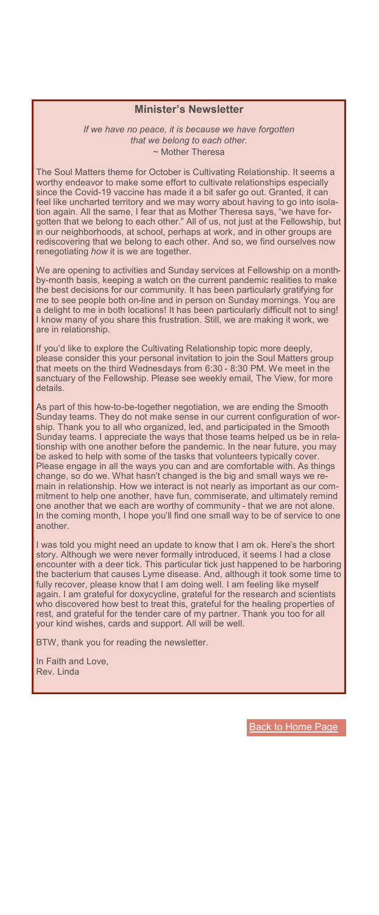## Minister's Newsletter

*If we have no peace, it is because we have forgotten that we belong to each other.*
~ Mother Theresa

The Soul Matters theme for October is Cultivating Relationship. It seems a worthy endeavor to make some effort to cultivate relationships especially since the Covid-19 vaccine has made it a bit safer go out. Granted, it can feel like uncharted territory and we may worry about having to go into isolation again. All the same, I fear that as Mother Theresa says, "we have forgotten that we belong to each other." All of us, not just at the Fellowship, but in our neighborhoods, at school, perhaps at work, and in other groups are rediscovering that we belong to each other. And so, we find ourselves now renegotiating *how* it is we are together.

We are opening to activities and Sunday services at Fellowship on a month-by-month basis, keeping a watch on the current pandemic realities to make the best decisions for our community. It has been particularly gratifying for me to see people both on-line and in person on Sunday mornings. You are a delight to me in both locations! It has been particularly difficult not to sing! I know many of you share this frustration. Still, we are making it work, we are in relationship.

If you'd like to explore the Cultivating Relationship topic more deeply, please consider this your personal invitation to join the Soul Matters group that meets on the third Wednesdays from 6:30 - 8:30 PM. We meet in the sanctuary of the Fellowship. Please see weekly email, The View, for more details.

As part of this how-to-be-together negotiation, we are ending the Smooth Sunday teams. They do not make sense in our current configuration of worship. Thank you to all who organized, led, and participated in the Smooth Sunday teams. I appreciate the ways that those teams helped us be in relationship with one another before the pandemic. In the near future, you may be asked to help with some of the tasks that volunteers typically cover. Please engage in all the ways you can and are comfortable with. As things change, so do we. What hasn't changed is the big and small ways we remain in relationship. How we interact is not nearly as important as our commitment to help one another, have fun, commiserate, and ultimately remind one another that we each are worthy of community - that we are not alone. In the coming month, I hope you'll find one small way to be of service to one another.

I was told you might need an update to know that I am ok. Here's the short story. Although we were never formally introduced, it seems I had a close encounter with a deer tick. This particular tick just happened to be harboring the bacterium that causes Lyme disease. And, although it took some time to fully recover, please know that I am doing well. I am feeling like myself again. I am grateful for doxycycline, grateful for the research and scientists who discovered how best to treat this, grateful for the healing properties of rest, and grateful for the tender care of my partner. Thank you too for all your kind wishes, cards and support. All will be well.

BTW, thank you for reading the newsletter.

In Faith and Love,
Rev. Linda

Back to Home Page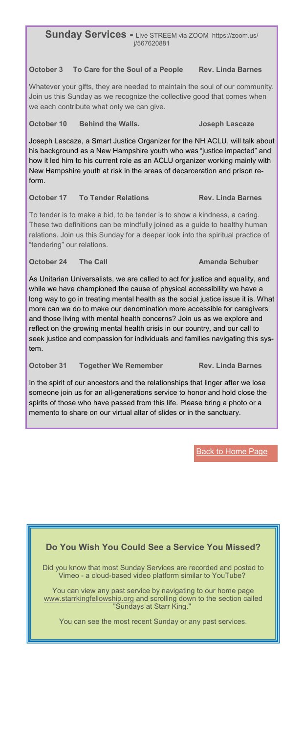## Sunday Services - Live STREEM via ZOOM https://zoom.us/j/567620881

**October 3 To Care for the Soul of a People Rev. Linda Barnes**

Whatever your gifts, they are needed to maintain the soul of our community. Join us this Sunday as we recognize the collective good that comes when we each contribute what only we can give.

**October 10 Behind the Walls. Joseph Lascaze**

Joseph Lascaze, a Smart Justice Organizer for the NH ACLU, will talk about his background as a New Hampshire youth who was "justice impacted" and how it led him to his current role as an ACLU organizer working mainly with New Hampshire youth at risk in the areas of decarceration and prison reform.

**October 17 To Tender Relations Rev. Linda Barnes**

To tender is to make a bid, to be tender is to show a kindness, a caring. These two definitions can be mindfully joined as a guide to healthy human relations. Join us this Sunday for a deeper look into the spiritual practice of "tendering" our relations.

**October 24 The Call Amanda Schuber**

As Unitarian Universalists, we are called to act for justice and equality, and while we have championed the cause of physical accessibility we have a long way to go in treating mental health as the social justice issue it is. What more can we do to make our denomination more accessible for caregivers and those living with mental health concerns? Join us as we explore and reflect on the growing mental health crisis in our country, and our call to seek justice and compassion for individuals and families navigating this system.

**October 31 Together We Remember Rev. Linda Barnes**

In the spirit of our ancestors and the relationships that linger after we lose someone join us for an all-generations service to honor and hold close the spirits of those who have passed from this life. Please bring a photo or a memento to share on our virtual altar of slides or in the sanctuary.

Back to Home Page

### Do You Wish You Could See a Service You Missed?

Did you know that most Sunday Services are recorded and posted to Vimeo - a cloud-based video platform similar to YouTube?

You can view any past service by navigating to our home page www.starrkingfellowship.org and scrolling down to the section called "Sundays at Starr King."

You can see the most recent Sunday or any past services.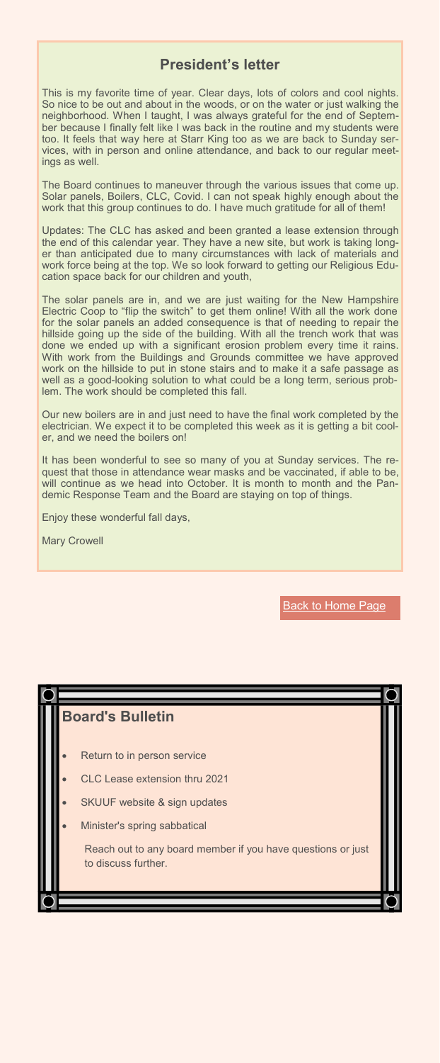## President's letter

This is my favorite time of year. Clear days, lots of colors and cool nights. So nice to be out and about in the woods, or on the water or just walking the neighborhood. When I taught, I was always grateful for the end of September because I finally felt like I was back in the routine and my students were too. It feels that way here at Starr King too as we are back to Sunday services, with in person and online attendance, and back to our regular meetings as well.

The Board continues to maneuver through the various issues that come up. Solar panels, Boilers, CLC, Covid. I can not speak highly enough about the work that this group continues to do. I have much gratitude for all of them!

Updates: The CLC has asked and been granted a lease extension through the end of this calendar year. They have a new site, but work is taking longer than anticipated due to many circumstances with lack of materials and work force being at the top. We so look forward to getting our Religious Education space back for our children and youth,

The solar panels are in, and we are just waiting for the New Hampshire Electric Coop to "flip the switch" to get them online! With all the work done for the solar panels an added consequence is that of needing to repair the hillside going up the side of the building. With all the trench work that was done we ended up with a significant erosion problem every time it rains. With work from the Buildings and Grounds committee we have approved work on the hillside to put in stone stairs and to make it a safe passage as well as a good-looking solution to what could be a long term, serious problem. The work should be completed this fall.

Our new boilers are in and just need to have the final work completed by the electrician. We expect it to be completed this week as it is getting a bit cooler, and we need the boilers on!

It has been wonderful to see so many of you at Sunday services. The request that those in attendance wear masks and be vaccinated, if able to be, will continue as we head into October. It is month to month and the Pandemic Response Team and the Board are staying on top of things.

Enjoy these wonderful fall days,

Mary Crowell

Back to Home Page

## Board's Bulletin

- Return to in person service
- CLC Lease extension thru 2021
- SKUUF website & sign updates
- Minister's spring sabbatical

Reach out to any board member if you have questions or just to discuss further.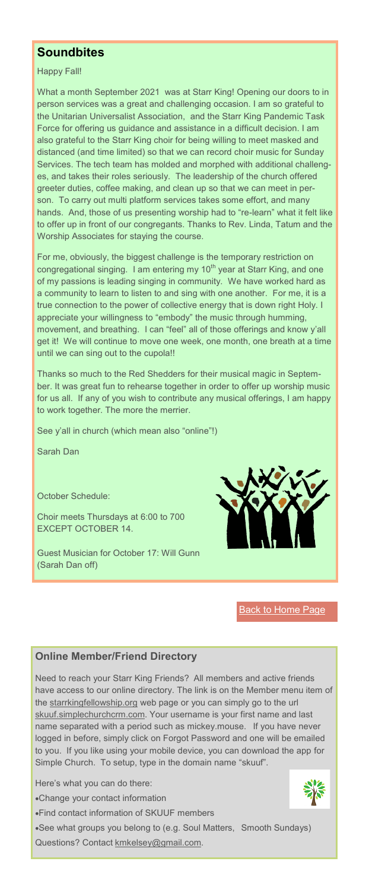## Soundbites

Happy Fall!

What a month September 2021 was at Starr King! Opening our doors to in person services was a great and challenging occasion. I am so grateful to the Unitarian Universalist Association, and the Starr King Pandemic Task Force for offering us guidance and assistance in a difficult decision. I am also grateful to the Starr King choir for being willing to meet masked and distanced (and time limited) so that we can record choir music for Sunday Services. The tech team has molded and morphed with additional challenges, and takes their roles seriously. The leadership of the church offered greeter duties, coffee making, and clean up so that we can meet in person. To carry out multi platform services takes some effort, and many hands. And, those of us presenting worship had to "re-learn" what it felt like to offer up in front of our congregants. Thanks to Rev. Linda, Tatum and the Worship Associates for staying the course.

For me, obviously, the biggest challenge is the temporary restriction on congregational singing. I am entering my 10th year at Starr King, and one of my passions is leading singing in community. We have worked hard as a community to learn to listen to and sing with one another. For me, it is a true connection to the power of collective energy that is down right Holy. I appreciate your willingness to "embody" the music through humming, movement, and breathing. I can "feel" all of those offerings and know y'all get it! We will continue to move one week, one month, one breath at a time until we can sing out to the cupola!!

Thanks so much to the Red Shedders for their musical magic in September. It was great fun to rehearse together in order to offer up worship music for us all. If any of you wish to contribute any musical offerings, I am happy to work together. The more the merrier.

See y'all in church (which mean also "online"!)

Sarah Dan

October Schedule:

Choir meets Thursdays at 6:00 to 700 EXCEPT OCTOBER 14.

Guest Musician for October 17: Will Gunn (Sarah Dan off)

Back to Home Page

## Online Member/Friend Directory

Need to reach your Starr King Friends? All members and active friends have access to our online directory. The link is on the Member menu item of the starrkingfellowship.org web page or you can simply go to the url skuuf.simplechurchcrm.com. Your username is your first name and last name separated with a period such as mickey.mouse. If you have never logged in before, simply click on Forgot Password and one will be emailed to you. If you like using your mobile device, you can download the app for Simple Church. To setup, type in the domain name "skuuf".

Here's what you can do there:

- Change your contact information
- Find contact information of SKUUF members
- See what groups you belong to (e.g. Soul Matters, Smooth Sundays)

Questions? Contact kmkelsey@gmail.com.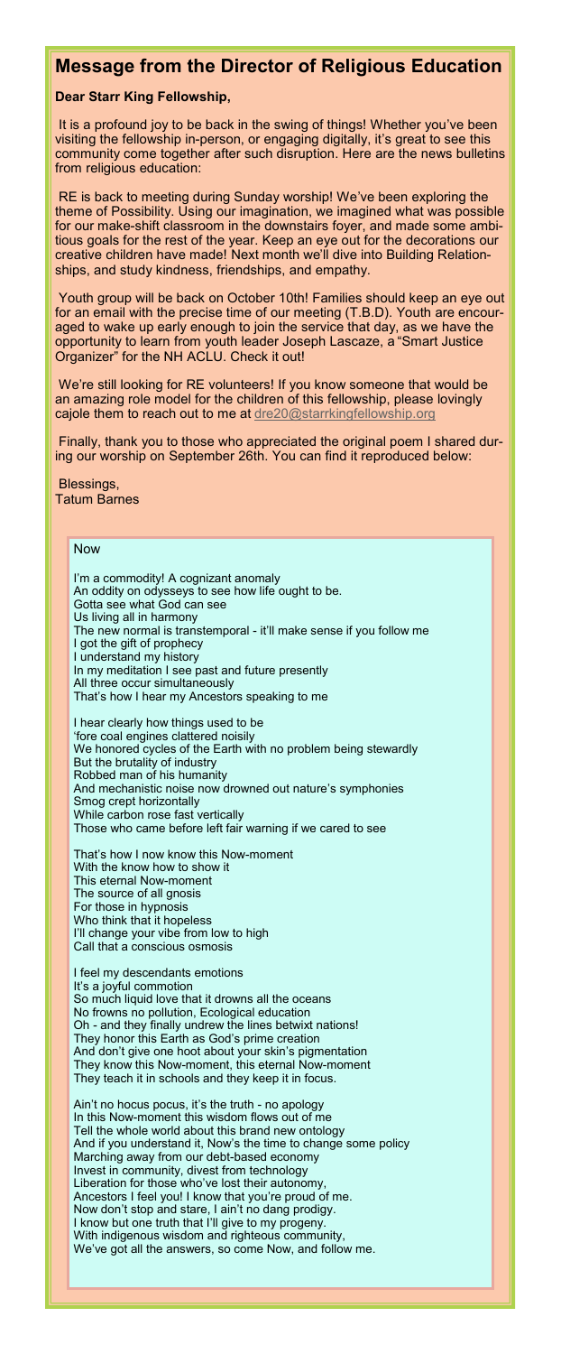## Message from the Director of Religious Education

**Dear Starr King Fellowship,**

It is a profound joy to be back in the swing of things! Whether you've been visiting the fellowship in-person, or engaging digitally, it's great to see this community come together after such disruption. Here are the news bulletins from religious education:

RE is back to meeting during Sunday worship! We've been exploring the theme of Possibility. Using our imagination, we imagined what was possible for our make-shift classroom in the downstairs foyer, and made some ambitious goals for the rest of the year. Keep an eye out for the decorations our creative children have made! Next month we'll dive into Building Relationships, and study kindness, friendships, and empathy.

Youth group will be back on October 10th! Families should keep an eye out for an email with the precise time of our meeting (T.B.D). Youth are encouraged to wake up early enough to join the service that day, as we have the opportunity to learn from youth leader Joseph Lascaze, a "Smart Justice Organizer" for the NH ACLU. Check it out!

We're still looking for RE volunteers! If you know someone that would be an amazing role model for the children of this fellowship, please lovingly cajole them to reach out to me at dre20@starrkingfellowship.org

Finally, thank you to those who appreciated the original poem I shared during our worship on September 26th. You can find it reproduced below:

Blessings,
Tatum Barnes

### Now

I'm a commodity! A cognizant anomaly
An oddity on odysseys to see how life ought to be.
Gotta see what God can see
Us living all in harmony
The new normal is transtemporal - it'll make sense if you follow me
I got the gift of prophecy
I understand my history
In my meditation I see past and future presently
All three occur simultaneously
That's how I hear my Ancestors speaking to me

I hear clearly how things used to be
'fore coal engines clattered noisily
We honored cycles of the Earth with no problem being stewardly
But the brutality of industry
Robbed man of his humanity
And mechanistic noise now drowned out nature's symphonies
Smog crept horizontally
While carbon rose fast vertically
Those who came before left fair warning if we cared to see

That's how I now know this Now-moment
With the know how to show it
This eternal Now-moment
The source of all gnosis
For those in hypnosis
Who think that it hopeless
I'll change your vibe from low to high
Call that a conscious osmosis

I feel my descendants emotions
It's a joyful commotion
So much liquid love that it drowns all the oceans
No frowns no pollution, Ecological education
Oh - and they finally undrew the lines betwixt nations!
They honor this Earth as God's prime creation
And don't give one hoot about your skin's pigmentation
They know this Now-moment, this eternal Now-moment
They teach it in schools and they keep it in focus.

Ain't no hocus pocus, it's the truth - no apology
In this Now-moment this wisdom flows out of me
Tell the whole world about this brand new ontology
And if you understand it, Now's the time to change some policy
Marching away from our debt-based economy
Invest in community, divest from technology
Liberation for those who've lost their autonomy,
Ancestors I feel you! I know that you're proud of me.
Now don't stop and stare, I ain't no dang prodigy.
I know but one truth that I'll give to my progeny.
With indigenous wisdom and righteous community,
We've got all the answers, so come Now, and follow me.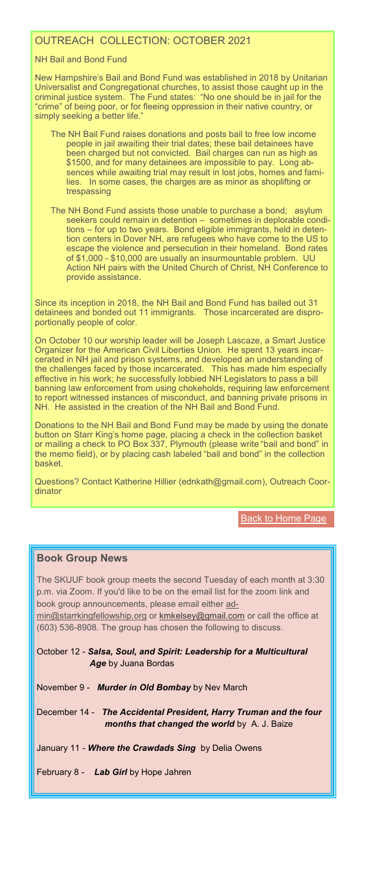## OUTREACH COLLECTION: OCTOBER 2021

NH Bail and Bond Fund

New Hampshire's Bail and Bond Fund was established in 2018 by Unitarian Universalist and Congregational churches, to assist those caught up in the criminal justice system. The Fund states: "No one should be in jail for the "crime" of being poor, or for fleeing oppression in their native country, or simply seeking a better life."

The NH Bail Fund raises donations and posts bail to free low income people in jail awaiting their trial dates; these bail detainees have been charged but not convicted. Bail charges can run as high as $1500, and for many detainees are impossible to pay. Long absences while awaiting trial may result in lost jobs, homes and families. In some cases, the charges are as minor as shoplifting or trespassing

The NH Bond Fund assists those unable to purchase a bond; asylum seekers could remain in detention – sometimes in deplorable conditions – for up to two years. Bond eligible immigrants, held in detention centers in Dover NH, are refugees who have come to the US to escape the violence and persecution in their homeland. Bond rates of $1,000 - $10,000 are usually an insurmountable problem. UU Action NH pairs with the United Church of Christ, NH Conference to provide assistance.

Since its inception in 2018, the NH Bail and Bond Fund has bailed out 31 detainees and bonded out 11 immigrants. Those incarcerated are disproportionally people of color.

On October 10 our worship leader will be Joseph Lascaze, a Smart Justice Organizer for the American Civil Liberties Union. He spent 13 years incarcerated in NH jail and prison systems, and developed an understanding of the challenges faced by those incarcerated. This has made him especially effective in his work; he successfully lobbied NH Legislators to pass a bill banning law enforcement from using chokeholds, requiring law enforcement to report witnessed instances of misconduct, and banning private prisons in NH. He assisted in the creation of the NH Bail and Bond Fund.

Donations to the NH Bail and Bond Fund may be made by using the donate button on Starr King's home page, placing a check in the collection basket or mailing a check to PO Box 337, Plymouth (please write "bail and bond" in the memo field), or by placing cash labeled "bail and bond" in the collection basket.

Questions? Contact Katherine Hillier (ednkath@gmail.com), Outreach Coordinator

Back to Home Page

## Book Group News

The SKUUF book group meets the second Tuesday of each month at 3:30 p.m. via Zoom. If you'd like to be on the email list for the zoom link and book group announcements, please email either admin@starrkingfellowship.org or kmkelsey@gmail.com or call the office at (603) 536-8908. The group has chosen the following to discuss.

October 12 - ***Salsa, Soul, and Spirit: Leadership for a Multicultural Age*** by Juana Bordas

November 9 - ***Murder in Old Bombay*** by Nev March

December 14 - ***The Accidental President, Harry Truman and the four months that changed the world*** by A. J. Baize

January 11 - ***Where the Crawdads Sing*** by Delia Owens

February 8 - ***Lab Girl*** by Hope Jahren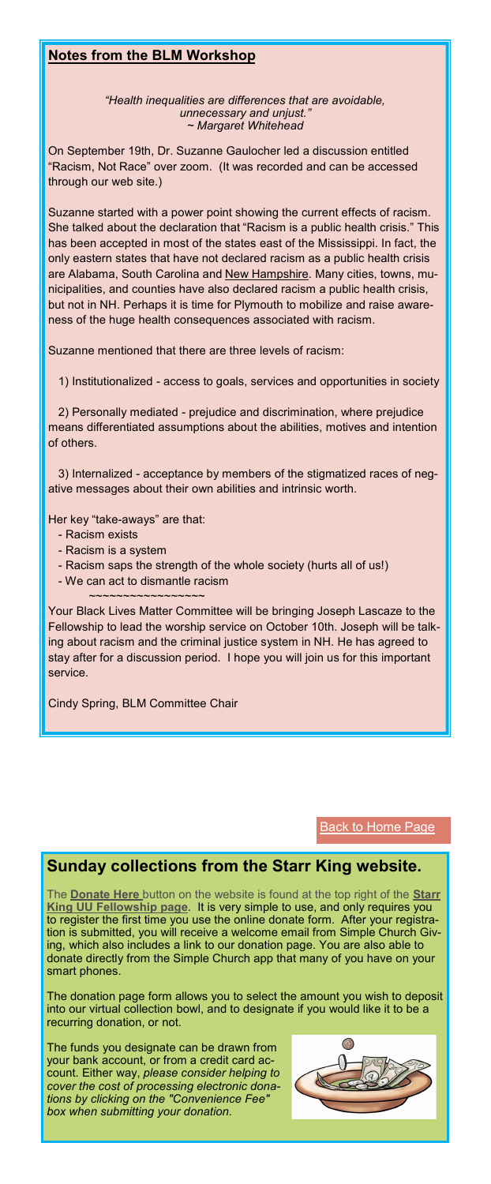## Notes from the BLM Workshop

*"Health inequalities are differences that are avoidable, unnecessary and unjust."*
*~ Margaret Whitehead*

On September 19th, Dr. Suzanne Gaulocher led a discussion entitled "Racism, Not Race" over zoom. (It was recorded and can be accessed through our web site.)

Suzanne started with a power point showing the current effects of racism. She talked about the declaration that "Racism is a public health crisis." This has been accepted in most of the states east of the Mississippi. In fact, the only eastern states that have not declared racism as a public health crisis are Alabama, South Carolina and New Hampshire. Many cities, towns, municipalities, and counties have also declared racism a public health crisis, but not in NH. Perhaps it is time for Plymouth to mobilize and raise awareness of the huge health consequences associated with racism.

Suzanne mentioned that there are three levels of racism:

1) Institutionalized - access to goals, services and opportunities in society

2) Personally mediated - prejudice and discrimination, where prejudice means differentiated assumptions about the abilities, motives and intention of others.

3) Internalized - acceptance by members of the stigmatized races of negative messages about their own abilities and intrinsic worth.

Her key "take-aways" are that:

- Racism exists
- Racism is a system
- Racism saps the strength of the whole society (hurts all of us!)
- We can act to dismantle racism

~~~~~~~~~~~~~~~~

Your Black Lives Matter Committee will be bringing Joseph Lascaze to the Fellowship to lead the worship service on October 10th. Joseph will be talking about racism and the criminal justice system in NH. He has agreed to stay after for a discussion period. I hope you will join us for this important service.

Cindy Spring, BLM Committee Chair

Back to Home Page

## Sunday collections from the Starr King website.

The **Donate Here** button on the website is found at the top right of the **Starr King UU Fellowship page**. It is very simple to use, and only requires you to register the first time you use the online donate form. After your registration is submitted, you will receive a welcome email from Simple Church Giving, which also includes a link to our donation page. You are also able to donate directly from the Simple Church app that many of you have on your smart phones.

The donation page form allows you to select the amount you wish to deposit into our virtual collection bowl, and to designate if you would like it to be a recurring donation, or not.

The funds you designate can be drawn from your bank account, or from a credit card account. Either way, *please consider helping to cover the cost of processing electronic donations by clicking on the "Convenience Fee" box when submitting your donation.*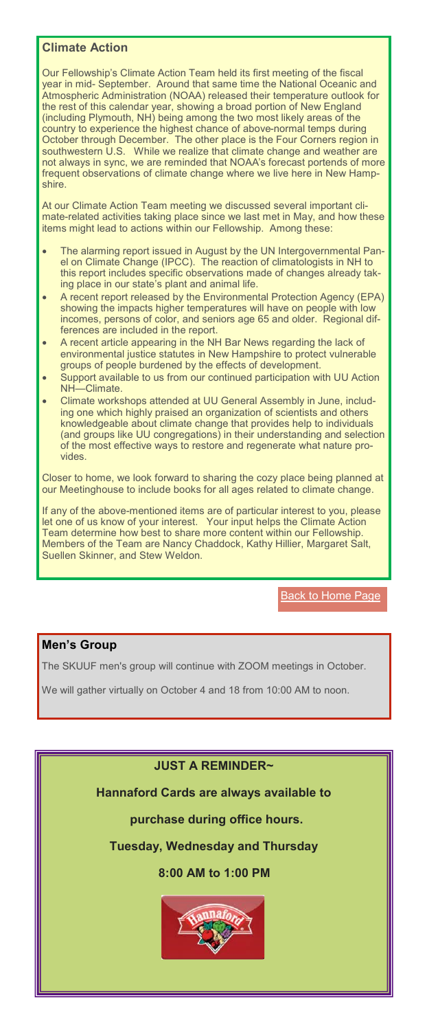## Climate Action

Our Fellowship's Climate Action Team held its first meeting of the fiscal year in mid- September. Around that same time the National Oceanic and Atmospheric Administration (NOAA) released their temperature outlook for the rest of this calendar year, showing a broad portion of New England (including Plymouth, NH) being among the two most likely areas of the country to experience the highest chance of above-normal temps during October through December. The other place is the Four Corners region in southwestern U.S. While we realize that climate change and weather are not always in sync, we are reminded that NOAA's forecast portends of more frequent observations of climate change where we live here in New Hampshire.

At our Climate Action Team meeting we discussed several important climate-related activities taking place since we last met in May, and how these items might lead to actions within our Fellowship. Among these:

- The alarming report issued in August by the UN Intergovernmental Panel on Climate Change (IPCC). The reaction of climatologists in NH to this report includes specific observations made of changes already taking place in our state's plant and animal life.
- A recent report released by the Environmental Protection Agency (EPA) showing the impacts higher temperatures will have on people with low incomes, persons of color, and seniors age 65 and older. Regional differences are included in the report.
- A recent article appearing in the NH Bar News regarding the lack of environmental justice statutes in New Hampshire to protect vulnerable groups of people burdened by the effects of development.
- Support available to us from our continued participation with UU Action NH—Climate.
- Climate workshops attended at UU General Assembly in June, including one which highly praised an organization of scientists and others knowledgeable about climate change that provides help to individuals (and groups like UU congregations) in their understanding and selection of the most effective ways to restore and regenerate what nature provides.

Closer to home, we look forward to sharing the cozy place being planned at our Meetinghouse to include books for all ages related to climate change.

If any of the above-mentioned items are of particular interest to you, please let one of us know of your interest. Your input helps the Climate Action Team determine how best to share more content within our Fellowship. Members of the Team are Nancy Chaddock, Kathy Hillier, Margaret Salt, Suellen Skinner, and Stew Weldon.

Back to Home Page

## Men's Group

The SKUUF men's group will continue with ZOOM meetings in October.

We will gather virtually on October 4 and 18 from 10:00 AM to noon.

**JUST A REMINDER~**

**Hannaford Cards are always available to**

**purchase during office hours.**

**Tuesday, Wednesday and Thursday**

**8:00 AM to 1:00 PM**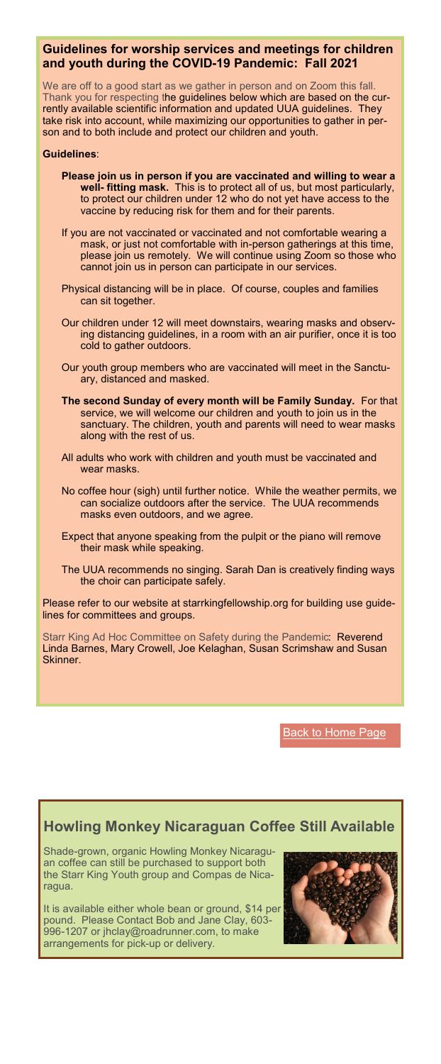## Guidelines for worship services and meetings for children and youth during the COVID-19 Pandemic: Fall 2021

We are off to a good start as we gather in person and on Zoom this fall. Thank you for respecting the guidelines below which are based on the currently available scientific information and updated UUA guidelines. They take risk into account, while maximizing our opportunities to gather in person and to both include and protect our children and youth.

**Guidelines**:

**Please join us in person if you are vaccinated and willing to wear a well- fitting mask.** This is to protect all of us, but most particularly, to protect our children under 12 who do not yet have access to the vaccine by reducing risk for them and for their parents.

If you are not vaccinated or vaccinated and not comfortable wearing a mask, or just not comfortable with in-person gatherings at this time, please join us remotely. We will continue using Zoom so those who cannot join us in person can participate in our services.

Physical distancing will be in place. Of course, couples and families can sit together.

Our children under 12 will meet downstairs, wearing masks and observing distancing guidelines, in a room with an air purifier, once it is too cold to gather outdoors.

Our youth group members who are vaccinated will meet in the Sanctuary, distanced and masked.

**The second Sunday of every month will be Family Sunday.** For that service, we will welcome our children and youth to join us in the sanctuary. The children, youth and parents will need to wear masks along with the rest of us.

All adults who work with children and youth must be vaccinated and wear masks.

No coffee hour (sigh) until further notice. While the weather permits, we can socialize outdoors after the service. The UUA recommends masks even outdoors, and we agree.

Expect that anyone speaking from the pulpit or the piano will remove their mask while speaking.

The UUA recommends no singing. Sarah Dan is creatively finding ways the choir can participate safely.

Please refer to our website at starrkingfellowship.org for building use guidelines for committees and groups.

Starr King Ad Hoc Committee on Safety during the Pandemic: Reverend Linda Barnes, Mary Crowell, Joe Kelaghan, Susan Scrimshaw and Susan Skinner.

Back to Home Page

## Howling Monkey Nicaraguan Coffee Still Available

Shade-grown, organic Howling Monkey Nicaraguan coffee can still be purchased to support both the Starr King Youth group and Compas de Nicaragua.

It is available either whole bean or ground, $14 per pound. Please Contact Bob and Jane Clay, 603-996-1207 or jhclay@roadrunner.com, to make arrangements for pick-up or delivery.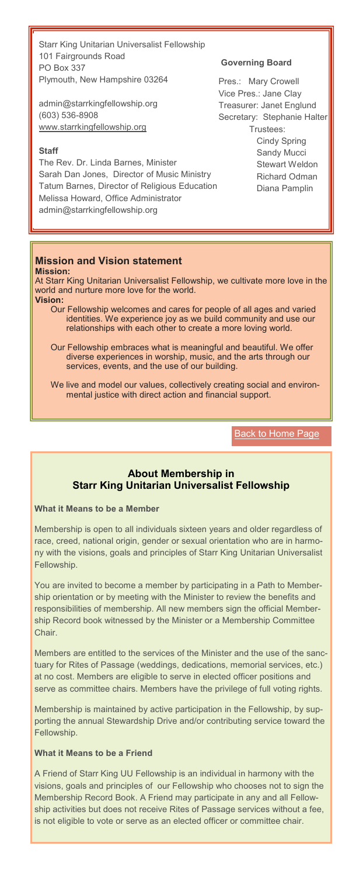Starr King Unitarian Universalist Fellowship
101 Fairgrounds Road
PO Box 337
Plymouth, New Hampshire 03264

admin@starrkingfellowship.org
(603) 536-8908
www.starrkingfellowship.org

**Staff**

The Rev. Dr. Linda Barnes, Minister
Sarah Dan Jones, Director of Music Ministry
Tatum Barnes, Director of Religious Education
Melissa Howard, Office Administrator
admin@starrkingfellowship.org

**Governing Board**

Pres.: Mary Crowell
Vice Pres.: Jane Clay
Treasurer: Janet Englund
Secretary: Stephanie Halter
Trustees:
Cindy Spring
Sandy Mucci
Stewart Weldon
Richard Odman
Diana Pamplin

## Mission and Vision statement

**Mission:**

At Starr King Unitarian Universalist Fellowship, we cultivate more love in the world and nurture more love for the world.

**Vision:**

Our Fellowship welcomes and cares for people of all ages and varied identities. We experience joy as we build community and use our relationships with each other to create a more loving world.

Our Fellowship embraces what is meaningful and beautiful. We offer diverse experiences in worship, music, and the arts through our services, events, and the use of our building.

We live and model our values, collectively creating social and environmental justice with direct action and financial support.

Back to Home Page

## About Membership in Starr King Unitarian Universalist Fellowship

**What it Means to be a Member**

Membership is open to all individuals sixteen years and older regardless of race, creed, national origin, gender or sexual orientation who are in harmony with the visions, goals and principles of Starr King Unitarian Universalist Fellowship.

You are invited to become a member by participating in a Path to Membership orientation or by meeting with the Minister to review the benefits and responsibilities of membership. All new members sign the official Membership Record book witnessed by the Minister or a Membership Committee Chair.

Members are entitled to the services of the Minister and the use of the sanctuary for Rites of Passage (weddings, dedications, memorial services, etc.) at no cost. Members are eligible to serve in elected officer positions and serve as committee chairs. Members have the privilege of full voting rights.

Membership is maintained by active participation in the Fellowship, by supporting the annual Stewardship Drive and/or contributing service toward the Fellowship.

**What it Means to be a Friend**

A Friend of Starr King UU Fellowship is an individual in harmony with the visions, goals and principles of our Fellowship who chooses not to sign the Membership Record Book. A Friend may participate in any and all Fellowship activities but does not receive Rites of Passage services without a fee, is not eligible to vote or serve as an elected officer or committee chair.